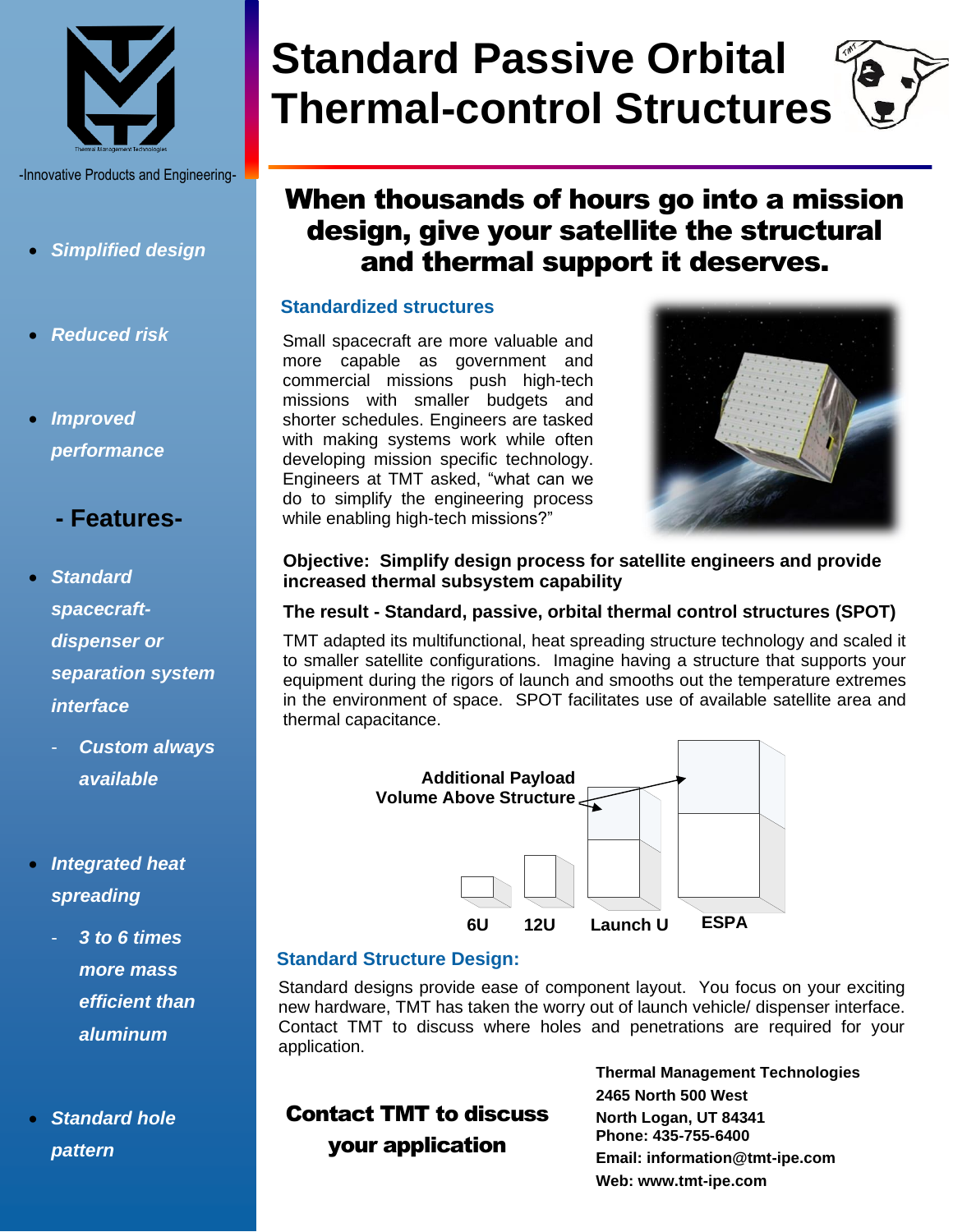-Innovative Products and Engineering-

- *Simplified design*
- *Reduced risk*
- *Improved performance*

## - Features-

- *Standard spacecraft-dispenser or separation system interface*
  - *Custom always available*
- *Integrated heat spreading*
  - *3 to 6 times more mass efficient than aluminum*
- *Standard hole pattern*

# Standard Passive Orbital Thermal-control Structures

## When thousands of hours go into a mission design, give your satellite the structural and thermal support it deserves.

### Standardized structures

Small spacecraft are more valuable and more capable as government and commercial missions push high-tech missions with smaller budgets and shorter schedules. Engineers are tasked with making systems work while often developing mission specific technology. Engineers at TMT asked, "what can we do to simplify the engineering process while enabling high-tech missions?"

**Objective: Simplify design process for satellite engineers and provide increased thermal subsystem capability**

**The result - Standard, passive, orbital thermal control structures (SPOT)**

TMT adapted its multifunctional, heat spreading structure technology and scaled it to smaller satellite configurations. Imagine having a structure that supports your equipment during the rigors of launch and smooths out the temperature extremes in the environment of space. SPOT facilitates use of available satellite area and thermal capacitance.

**Additional Payload Volume Above Structure**

**6U** **12U** **Launch U** **ESPA**

### Standard Structure Design:

Standard designs provide ease of component layout. You focus on your exciting new hardware, TMT has taken the worry out of launch vehicle/ dispenser interface. Contact TMT to discuss where holes and penetrations are required for your application.

**Contact TMT to discuss your application**

**Thermal Management Technologies**
**2465 North 500 West**
**North Logan, UT 84341**
**Phone: 435-755-6400**
**Email: information@tmt-ipe.com**
**Web: www.tmt-ipe.com**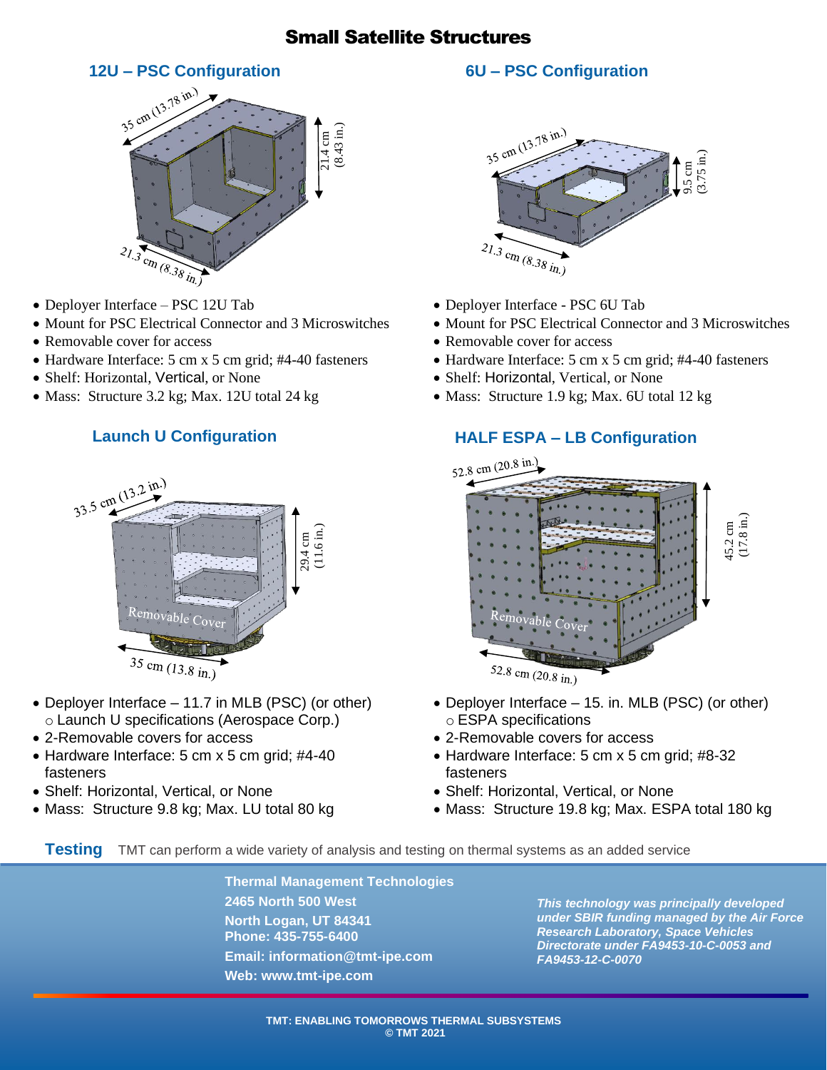# Small Satellite Structures

## 12U – PSC Configuration

35 cm (13.78 in.)

21.4 cm (8.43 in.)

21.3 cm (8.38 in.)

- Deployer Interface – PSC 12U Tab
- Mount for PSC Electrical Connector and 3 Microswitches
- Removable cover for access
- Hardware Interface: 5 cm x 5 cm grid; #4-40 fasteners
- Shelf: Horizontal, Vertical, or None
- Mass: Structure 3.2 kg; Max. 12U total 24 kg

## 6U – PSC Configuration

35 cm (13.78 in.)

9.5 cm (3.75 in.)

21.3 cm (8.38 in.)

- Deployer Interface - PSC 6U Tab
- Mount for PSC Electrical Connector and 3 Microswitches
- Removable cover for access
- Hardware Interface: 5 cm x 5 cm grid; #4-40 fasteners
- Shelf: Horizontal, Vertical, or None
- Mass: Structure 1.9 kg; Max. 6U total 12 kg

## Launch U Configuration

33.5 cm (13.2 in.)

29.4 cm (11.6 in.)

Removable Cover

35 cm (13.8 in.)

- Deployer Interface – 11.7 in MLB (PSC) (or other)
  - Launch U specifications (Aerospace Corp.)
- 2-Removable covers for access
- Hardware Interface: 5 cm x 5 cm grid; #4-40 fasteners
- Shelf: Horizontal, Vertical, or None
- Mass: Structure 9.8 kg; Max. LU total 80 kg

## HALF ESPA – LB Configuration

52.8 cm (20.8 in.)

45.2 cm (17.8 in.)

Removable Cover

52.8 cm (20.8 in.)

- Deployer Interface – 15. in. MLB (PSC) (or other)
  - ESPA specifications
- 2-Removable covers for access
- Hardware Interface: 5 cm x 5 cm grid; #8-32 fasteners
- Shelf: Horizontal, Vertical, or None
- Mass: Structure 19.8 kg; Max. ESPA total 180 kg

**Testing** TMT can perform a wide variety of analysis and testing on thermal systems as an added service

**Thermal Management Technologies**
**2465 North 500 West**
**North Logan, UT 84341**
**Phone: 435-755-6400**
**Email: information@tmt-ipe.com**
**Web: www.tmt-ipe.com**

***This technology was principally developed under SBIR funding managed by the Air Force Research Laboratory, Space Vehicles Directorate under FA9453-10-C-0053 and FA9453-12-C-0070***

**TMT: ENABLING TOMORROWS THERMAL SUBSYSTEMS**
**© TMT 2021**